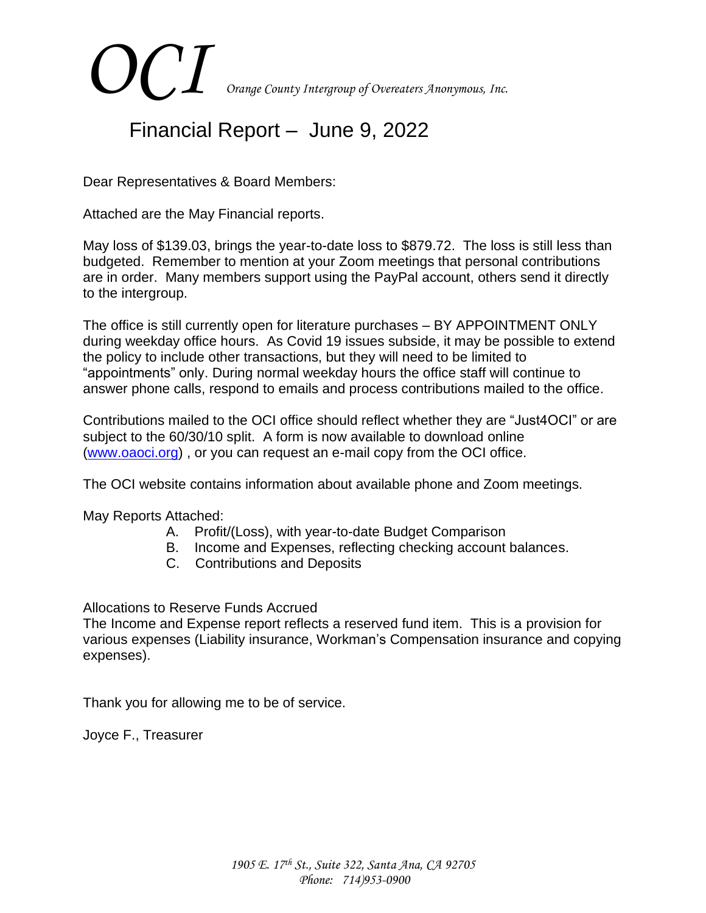# OCI *Orange County Intergroup of Overeaters Anonymous, Inc.*

## Financial Report – June 9, 2022

Dear Representatives & Board Members:

Attached are the May Financial reports.

May loss of $139.03, brings the year-to-date loss to $879.72. The loss is still less than budgeted. Remember to mention at your Zoom meetings that personal contributions are in order. Many members support using the PayPal account, others send it directly to the intergroup.

The office is still currently open for literature purchases – BY APPOINTMENT ONLY during weekday office hours. As Covid 19 issues subside, it may be possible to extend the policy to include other transactions, but they will need to be limited to "appointments" only. During normal weekday hours the office staff will continue to answer phone calls, respond to emails and process contributions mailed to the office.

Contributions mailed to the OCI office should reflect whether they are "Just4OCI" or are subject to the 60/30/10 split. A form is now available to download online (www.oaoci.org) , or you can request an e-mail copy from the OCI office.

The OCI website contains information about available phone and Zoom meetings.

May Reports Attached:

A. Profit/(Loss), with year-to-date Budget Comparison
B. Income and Expenses, reflecting checking account balances.
C. Contributions and Deposits

Allocations to Reserve Funds Accrued
The Income and Expense report reflects a reserved fund item. This is a provision for various expenses (Liability insurance, Workman's Compensation insurance and copying expenses).

Thank you for allowing me to be of service.

Joyce F., Treasurer

*1905 E. 17th St., Suite 322, Santa Ana, CA 92705*
*Phone: 714)953-0900*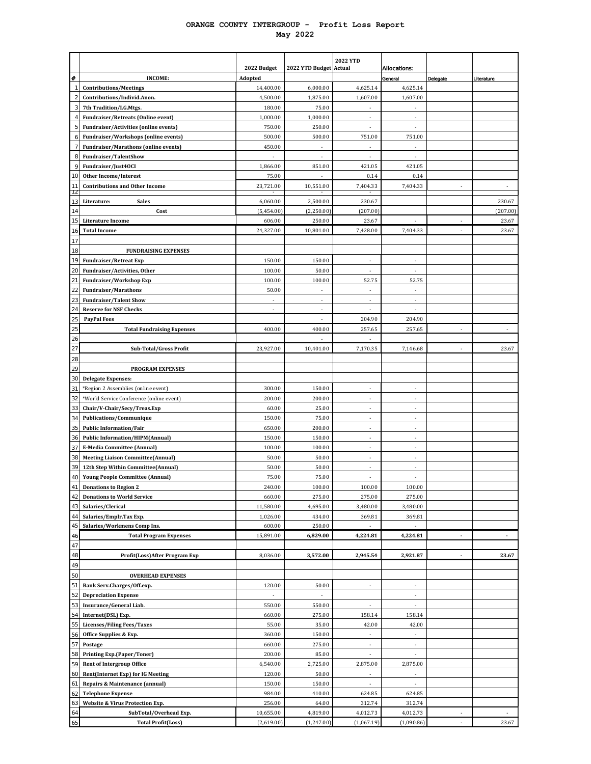# ORANGE COUNTY INTERGROUP - Profit Loss Report
## May 2022

| # | | 2022 Budget | 2022 YTD Budget | 2022 YTD Actual | Allocations: | | |
|---|---|---|---|---|---|---|---|
| # | INCOME: | Adopted | | | General | Delegate | Literature |
| 1 | Contributions/Meetings | 14,400.00 | 6,000.00 | 4,625.14 | 4,625.14 | | |
| 2 | Contributions/Individ.Anon. | 4,500.00 | 1,875.00 | 1,607.00 | 1,607.00 | | |
| 3 | 7th Tradition/I.G.Mtgs. | 180.00 | 75.00 | - | - | | |
| 4 | Fundraiser/Retreats (Online event) | 1,000.00 | 1,000.00 | - | - | | |
| 5 | Fundraiser/Activities (online events) | 750.00 | 250.00 | - | - | | |
| 6 | Fundraiser/Workshops (online events) | 500.00 | 500.00 | 751.00 | 751.00 | | |
| 7 | Fundraiser/Marathons (online events) | 450.00 | - | - | - | | |
| 8 | Fundraiser/TalentShow | - | - | - | - | | |
| 9 | Fundraiser/Just4OCI | 1,866.00 | 851.00 | 421.05 | 421.05 | | |
| 10 | Other Income/Interest | 75.00 | - | 0.14 | 0.14 | | |
| 11 | Contributions and Other Income | 23,721.00 | 10,551.00 | 7,404.33 | 7,404.33 | - | - |
| 12 | | - | - | - | | | |
| 13 | Literature: Sales | 6,060.00 | 2,500.00 | 230.67 | | | 230.67 |
| 14 | Cost | (5,454.00) | (2,250.00) | (207.00) | | | (207.00) |
| 15 | Literature Income | 606.00 | 250.00 | 23.67 | - | - | 23.67 |
| 16 | Total Income | 24,327.00 | 10,801.00 | 7,428.00 | 7,404.33 | - | 23.67 |
| 17 | | | | | | | |
| 18 | FUNDRAISING EXPENSES | | | | | | |
| 19 | Fundraiser/Retreat Exp | 150.00 | 150.00 | - | - | | |
| 20 | Fundraiser/Activities, Other | 100.00 | 50.00 | - | - | | |
| 21 | Fundraiser/Workshop Exp | 100.00 | 100.00 | 52.75 | 52.75 | | |
| 22 | Fundraiser/Marathons | 50.00 | - | - | - | | |
| 23 | Fundraiser/Talent Show | - | - | - | - | | |
| 24 | Reserve for NSF Checks | - | - | - | - | | |
| 25 | PayPal Fees | | - | 204.90 | 204.90 | | |
| 25 | Total Fundraising Expenses | 400.00 | 400.00 | 257.65 | 257.65 | - | - |
| 26 | | | - | - | | | |
| 27 | Sub-Total/Gross Profit | 23,927.00 | 10,401.00 | 7,170.35 | 7,146.68 | - | 23.67 |
| 28 | | | | | | | |
| 29 | PROGRAM EXPENSES | | | | | | |
| 30 | Delegate Expenses: | | | | | | |
| 31 | *Region 2 Assemblies (online event) | 300.00 | 150.00 | - | - | | |
| 32 | *World Service Conference (online event) | 200.00 | 200.00 | - | - | | |
| 33 | Chair/V-Chair/Secy/Treas.Exp | 60.00 | 25.00 | - | - | | |
| 34 | Publications/Communique | 150.00 | 75.00 | - | - | | |
| 35 | Public Information/Fair | 650.00 | 200.00 | - | - | | |
| 36 | Public Information/HIPM(Annual) | 150.00 | 150.00 | - | - | | |
| 37 | E-Media Committee (Annual) | 100.00 | 100.00 | - | - | | |
| 38 | Meeting Liaison Committee(Annual) | 50.00 | 50.00 | - | - | | |
| 39 | 12th Step Within Committee(Annual) | 50.00 | 50.00 | - | - | | |
| 40 | Young People Committee (Annual) | 75.00 | 75.00 | - | - | | |
| 41 | Donations to Region 2 | 240.00 | 100.00 | 100.00 | 100.00 | | |
| 42 | Donations to World Service | 660.00 | 275.00 | 275.00 | 275.00 | | |
| 43 | Salaries/Clerical | 11,580.00 | 4,695.00 | 3,480.00 | 3,480.00 | | |
| 44 | Salaries/Emplr.Tax Exp. | 1,026.00 | 434.00 | 369.81 | 369.81 | | |
| 45 | Salaries/Workmens Comp Ins. | 600.00 | 250.00 | - | - | | |
| 46 | Total Program Expenses | 15,891.00 | 6,829.00 | 4,224.81 | 4,224.81 | - | - |
| 47 | | | | | | | |
| 48 | Profit(Loss)After Program Exp | 8,036.00 | 3,572.00 | 2,945.54 | 2,921.87 | - | 23.67 |
| 49 | | | | | | | |
| 50 | OVERHEAD EXPENSES | | | | | | |
| 51 | Bank Serv.Charges/Off.exp. | 120.00 | 50.00 | - | - | | |
| 52 | Depreciation Expense | - | - | | - | | |
| 53 | Insurance/General Liab. | 550.00 | 550.00 | - | - | | |
| 54 | Internet(DSL) Exp. | 660.00 | 275.00 | 158.14 | 158.14 | | |
| 55 | Licenses/Filing Fees/Taxes | 55.00 | 35.00 | 42.00 | 42.00 | | |
| 56 | Office Supplies & Exp. | 360.00 | 150.00 | - | - | | |
| 57 | Postage | 660.00 | 275.00 | - | - | | |
| 58 | Printing Exp.(Paper/Toner) | 200.00 | 85.00 | - | - | | |
| 59 | Rent of Intergroup Office | 6,540.00 | 2,725.00 | 2,875.00 | 2,875.00 | | |
| 60 | Rent(Internet Exp) for IG Meeting | 120.00 | 50.00 | - | - | | |
| 61 | Repairs & Maintenance (annual) | 150.00 | 150.00 | - | - | | |
| 62 | Telephone Expense | 984.00 | 410.00 | 624.85 | 624.85 | | |
| 63 | Website & Virus Protection Exp. | 256.00 | 64.00 | 312.74 | 312.74 | | |
| 64 | SubTotal/Overhead Exp. | 10,655.00 | 4,819.00 | 4,012.73 | 4,012.73 | - | - |
| 65 | Total Profit(Loss) | (2,619.00) | (1,247.00) | (1,067.19) | (1,090.86) | - | 23.67 |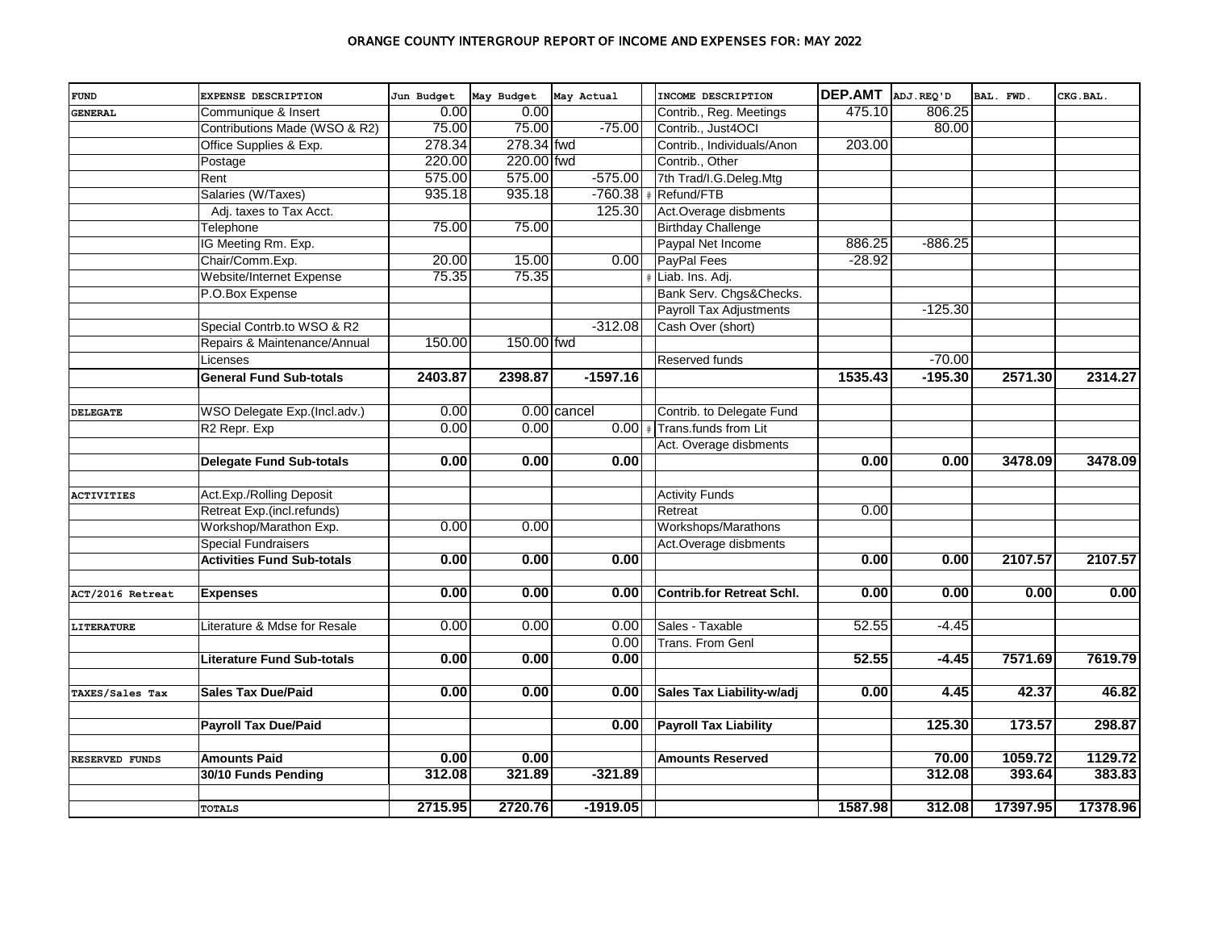## ORANGE COUNTY INTERGROUP REPORT OF INCOME AND EXPENSES FOR: MAY 2022

| FUND | EXPENSE DESCRIPTION | Jun Budget | May Budget | May Actual | | INCOME DESCRIPTION | DEP.AMT | ADJ.REQ'D | BAL. FWD. | CKG.BAL. |
|---|---|---|---|---|---|---|---|---|---|---|
| GENERAL | Communique & Insert | 0.00 | 0.00 | | | Contrib., Reg. Meetings | 475.10 | 806.25 | | |
| | Contributions Made (WSO & R2) | 75.00 | 75.00 | -75.00 | | Contrib., Just4OCI | | 80.00 | | |
| | Office Supplies & Exp. | 278.34 | 278.34 fwd | | | Contrib., Individuals/Anon | 203.00 | | | |
| | Postage | 220.00 | 220.00 fwd | | | Contrib., Other | | | | |
| | Rent | 575.00 | 575.00 | -575.00 | | 7th Trad/I.G.Deleg.Mtg | | | | |
| | Salaries (W/Taxes) | 935.18 | 935.18 | -760.38 | # | Refund/FTB | | | | |
| | Adj. taxes to Tax Acct. | | | 125.30 | | Act.Overage disbments | | | | |
| | Telephone | 75.00 | 75.00 | | | Birthday Challenge | | | | |
| | IG Meeting Rm. Exp. | | | | | Paypal Net Income | 886.25 | -886.25 | | |
| | Chair/Comm.Exp. | 20.00 | 15.00 | 0.00 | | PayPal Fees | -28.92 | | | |
| | Website/Internet Expense | 75.35 | 75.35 | | # | Liab. Ins. Adj. | | | | |
| | P.O.Box Expense | | | | | Bank Serv. Chgs&Checks. | | | | |
| | | | | | | Payroll Tax Adjustments | | -125.30 | | |
| | Special Contrb.to WSO & R2 | | | -312.08 | | Cash Over (short) | | | | |
| | Repairs & Maintenance/Annual | 150.00 | 150.00 fwd | | | | | | | |
| | Licenses | | | | | Reserved funds | | -70.00 | | |
| | **General Fund Sub-totals** | **2403.87** | **2398.87** | **-1597.16** | | | **1535.43** | **-195.30** | **2571.30** | **2314.27** |
| | | | | | | | | | | |
| DELEGATE | WSO Delegate Exp.(Incl.adv.) | 0.00 | 0.00 cancel | | | Contrib. to Delegate Fund | | | | |
| | R2 Repr. Exp | 0.00 | 0.00 | 0.00 | # | Trans.funds from Lit | | | | |
| | | | | | | Act. Overage disbments | | | | |
| | **Delegate Fund Sub-totals** | **0.00** | **0.00** | **0.00** | | | **0.00** | **0.00** | **3478.09** | **3478.09** |
| | | | | | | | | | | |
| ACTIVITIES | Act.Exp./Rolling Deposit | | | | | Activity Funds | | | | |
| | Retreat Exp.(incl.refunds) | | | | | Retreat | 0.00 | | | |
| | Workshop/Marathon Exp. | 0.00 | 0.00 | | | Workshops/Marathons | | | | |
| | Special Fundraisers | | | | | Act.Overage disbments | | | | |
| | **Activities Fund Sub-totals** | **0.00** | **0.00** | **0.00** | | | **0.00** | **0.00** | **2107.57** | **2107.57** |
| | | | | | | | | | | |
| ACT/2016 Retreat | **Expenses** | **0.00** | **0.00** | **0.00** | | **Contrib.for Retreat Schl.** | **0.00** | **0.00** | **0.00** | **0.00** |
| | | | | | | | | | | |
| LITERATURE | Literature & Mdse for Resale | 0.00 | 0.00 | 0.00 | | Sales - Taxable | 52.55 | -4.45 | | |
| | | | | 0.00 | | Trans. From Genl | | | | |
| | **Literature Fund Sub-totals** | **0.00** | **0.00** | **0.00** | | | **52.55** | **-4.45** | **7571.69** | **7619.79** |
| | | | | | | | | | | |
| TAXES/Sales Tax | **Sales Tax Due/Paid** | **0.00** | **0.00** | **0.00** | | **Sales Tax Liability-w/adj** | **0.00** | **4.45** | **42.37** | **46.82** |
| | | | | | | | | | | |
| | **Payroll Tax Due/Paid** | | | **0.00** | | **Payroll Tax Liability** | | **125.30** | **173.57** | **298.87** |
| | | | | | | | | | | |
| RESERVED FUNDS | **Amounts Paid** | **0.00** | **0.00** | | | **Amounts Reserved** | | **70.00** | **1059.72** | **1129.72** |
| | **30/10 Funds Pending** | **312.08** | **321.89** | **-321.89** | | | | **312.08** | **393.64** | **383.83** |
| | | | | | | | | | | |
| | TOTALS | **2715.95** | **2720.76** | **-1919.05** | | | **1587.98** | **312.08** | **17397.95** | **17378.96** |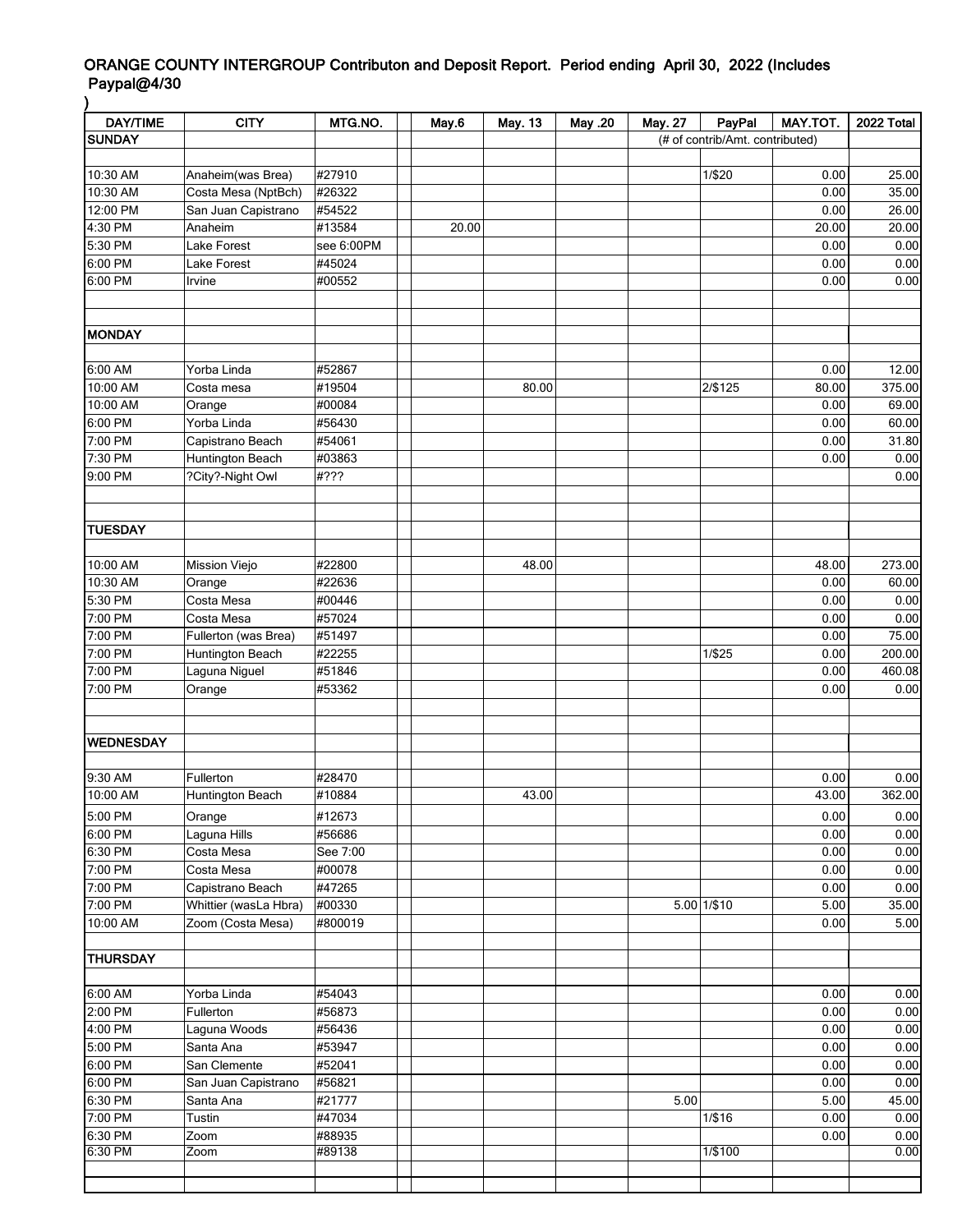ORANGE COUNTY INTERGROUP Contributon and Deposit Report. Period ending April 30, 2022 (Includes Paypal@4/30
)

| DAY/TIME | CITY | MTG.NO. | | May.6 | May. 13 | May .20 | May. 27 | PayPal | MAY.TOT. | 2022 Total |
|---|---|---|---|---|---|---|---|---|---|---|
| SUNDAY | | | | | | | | (# of contrib/Amt. contributed) | | |
| | | | | | | | | | | |
| 10:30 AM | Anaheim(was Brea) | #27910 | | | | | | 1/$20 | 0.00 | 25.00 |
| 10:30 AM | Costa Mesa (NptBch) | #26322 | | | | | | | 0.00 | 35.00 |
| 12:00 PM | San Juan Capistrano | #54522 | | | | | | | 0.00 | 26.00 |
| 4:30 PM | Anaheim | #13584 | | 20.00 | | | | | 20.00 | 20.00 |
| 5:30 PM | Lake Forest | see 6:00PM | | | | | | | 0.00 | 0.00 |
| 6:00 PM | Lake Forest | #45024 | | | | | | | 0.00 | 0.00 |
| 6:00 PM | Irvine | #00552 | | | | | | | 0.00 | 0.00 |
| | | | | | | | | | | |
| | | | | | | | | | | |
| MONDAY | | | | | | | | | | |
| | | | | | | | | | | |
| 6:00 AM | Yorba Linda | #52867 | | | | | | | 0.00 | 12.00 |
| 10:00 AM | Costa mesa | #19504 | | | 80.00 | | | 2/$125 | 80.00 | 375.00 |
| 10:00 AM | Orange | #00084 | | | | | | | 0.00 | 69.00 |
| 6:00 PM | Yorba Linda | #56430 | | | | | | | 0.00 | 60.00 |
| 7:00 PM | Capistrano Beach | #54061 | | | | | | | 0.00 | 31.80 |
| 7:30 PM | Huntington Beach | #03863 | | | | | | | 0.00 | 0.00 |
| 9:00 PM | ?City?-Night Owl | #??? | | | | | | | | 0.00 |
| | | | | | | | | | | |
| | | | | | | | | | | |
| TUESDAY | | | | | | | | | | |
| | | | | | | | | | | |
| 10:00 AM | Mission Viejo | #22800 | | | 48.00 | | | | 48.00 | 273.00 |
| 10:30 AM | Orange | #22636 | | | | | | | 0.00 | 60.00 |
| 5:30 PM | Costa Mesa | #00446 | | | | | | | 0.00 | 0.00 |
| 7:00 PM | Costa Mesa | #57024 | | | | | | | 0.00 | 0.00 |
| 7:00 PM | Fullerton (was Brea) | #51497 | | | | | | | 0.00 | 75.00 |
| 7:00 PM | Huntington Beach | #22255 | | | | | | 1/$25 | 0.00 | 200.00 |
| 7:00 PM | Laguna Niguel | #51846 | | | | | | | 0.00 | 460.08 |
| 7:00 PM | Orange | #53362 | | | | | | | 0.00 | 0.00 |
| | | | | | | | | | | |
| | | | | | | | | | | |
| WEDNESDAY | | | | | | | | | | |
| | | | | | | | | | | |
| 9:30 AM | Fullerton | #28470 | | | | | | | 0.00 | 0.00 |
| 10:00 AM | Huntington Beach | #10884 | | | 43.00 | | | | 43.00 | 362.00 |
| 5:00 PM | Orange | #12673 | | | | | | | 0.00 | 0.00 |
| 6:00 PM | Laguna Hills | #56686 | | | | | | | 0.00 | 0.00 |
| 6:30 PM | Costa Mesa | See 7:00 | | | | | | | 0.00 | 0.00 |
| 7:00 PM | Costa Mesa | #00078 | | | | | | | 0.00 | 0.00 |
| 7:00 PM | Capistrano Beach | #47265 | | | | | | | 0.00 | 0.00 |
| 7:00 PM | Whittier (wasLa Hbra) | #00330 | | | | | 5.00 | 1/$10 | 5.00 | 35.00 |
| 10:00 AM | Zoom (Costa Mesa) | #800019 | | | | | | | 0.00 | 5.00 |
| | | | | | | | | | | |
| THURSDAY | | | | | | | | | | |
| | | | | | | | | | | |
| 6:00 AM | Yorba Linda | #54043 | | | | | | | 0.00 | 0.00 |
| 2:00 PM | Fullerton | #56873 | | | | | | | 0.00 | 0.00 |
| 4:00 PM | Laguna Woods | #56436 | | | | | | | 0.00 | 0.00 |
| 5:00 PM | Santa Ana | #53947 | | | | | | | 0.00 | 0.00 |
| 6:00 PM | San Clemente | #52041 | | | | | | | 0.00 | 0.00 |
| 6:00 PM | San Juan Capistrano | #56821 | | | | | | | 0.00 | 0.00 |
| 6:30 PM | Santa Ana | #21777 | | | | | 5.00 | | 5.00 | 45.00 |
| 7:00 PM | Tustin | #47034 | | | | | | 1/$16 | 0.00 | 0.00 |
| 6:30 PM | Zoom | #88935 | | | | | | | 0.00 | 0.00 |
| 6:30 PM | Zoom | #89138 | | | | | | 1/$100 | | 0.00 |
| | | | | | | | | | | |
| | | | | | | | | | | |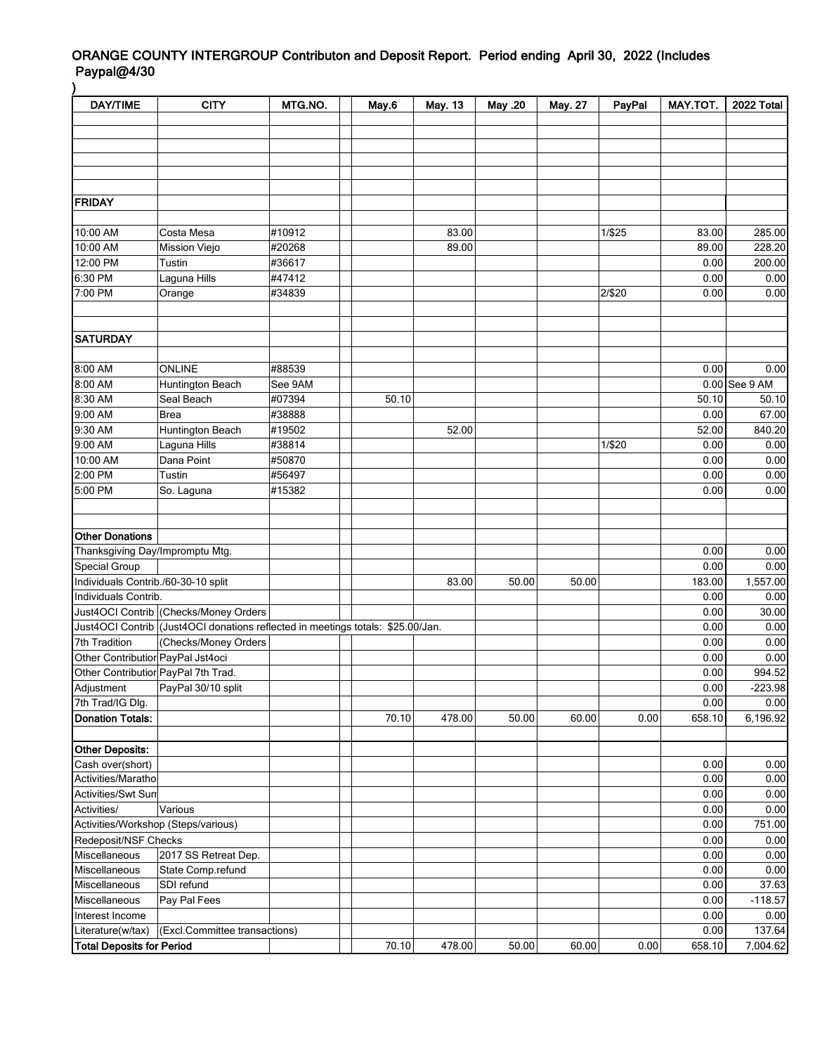## ORANGE COUNTY INTERGROUP Contributon and Deposit Report. Period ending April 30, 2022 (Includes Paypal@4/30 )

| DAY/TIME | CITY | MTG.NO. | | May.6 | May. 13 | May .20 | May. 27 | PayPal | MAY.TOT. | 2022 Total |
|---|---|---|---|---|---|---|---|---|---|---|
| | | | | | | | | | | |
| **FRIDAY** | | | | | | | | | | |
| 10:00 AM | Costa Mesa | #10912 | | | 83.00 | | | 1/$25 | 83.00 | 285.00 |
| 10:00 AM | Mission Viejo | #20268 | | | 89.00 | | | | 89.00 | 228.20 |
| 12:00 PM | Tustin | #36617 | | | | | | | 0.00 | 200.00 |
| 6:30 PM | Laguna Hills | #47412 | | | | | | | 0.00 | 0.00 |
| 7:00 PM | Orange | #34839 | | | | | | 2/$20 | 0.00 | 0.00 |
| | | | | | | | | | | |
| **SATURDAY** | | | | | | | | | | |
| 8:00 AM | ONLINE | #88539 | | | | | | | 0.00 | 0.00 |
| 8:00 AM | Huntington Beach | See 9AM | | | | | | | 0.00 | See 9 AM |
| 8:30 AM | Seal Beach | #07394 | | 50.10 | | | | | 50.10 | 50.10 |
| 9:00 AM | Brea | #38888 | | | | | | | 0.00 | 67.00 |
| 9:30 AM | Huntington Beach | #19502 | | | 52.00 | | | | 52.00 | 840.20 |
| 9:00 AM | Laguna Hills | #38814 | | | | | | 1/$20 | 0.00 | 0.00 |
| 10:00 AM | Dana Point | #50870 | | | | | | | 0.00 | 0.00 |
| 2:00 PM | Tustin | #56497 | | | | | | | 0.00 | 0.00 |
| 5:00 PM | So. Laguna | #15382 | | | | | | | 0.00 | 0.00 |
| | | | | | | | | | | |
| **Other Donations** | | | | | | | | | | |
| Thanksgiving Day/Impromptu Mtg. | | | | | | | | | 0.00 | 0.00 |
| Special Group | | | | | | | | | 0.00 | 0.00 |
| Individuals Contrib./60-30-10 split | | | | | 83.00 | 50.00 | 50.00 | | 183.00 | 1,557.00 |
| Individuals Contrib. | | | | | | | | | 0.00 | 0.00 |
| Just4OCI Contrib | (Checks/Money Orders | | | | | | | | 0.00 | 30.00 |
| Just4OCI Contrib | (Just4OCI donations reflected in meetings totals: $25.00/Jan. | | | | | | | | 0.00 | 0.00 |
| 7th Tradition | (Checks/Money Orders | | | | | | | | 0.00 | 0.00 |
| Other Contributior | PayPal Jst4oci | | | | | | | | 0.00 | 0.00 |
| Other Contributior | PayPal 7th Trad. | | | | | | | | 0.00 | 994.52 |
| Adjustment | PayPal 30/10 split | | | | | | | | 0.00 | -223.98 |
| 7th Trad/IG Dlg. | | | | | | | | | 0.00 | 0.00 |
| **Donation Totals:** | | | | 70.10 | 478.00 | 50.00 | 60.00 | 0.00 | 658.10 | 6,196.92 |
| | | | | | | | | | | |
| **Other Deposits:** | | | | | | | | | | |
| Cash over(short) | | | | | | | | | 0.00 | 0.00 |
| Activities/Maratho | | | | | | | | | 0.00 | 0.00 |
| Activities/Swt Sum | | | | | | | | | 0.00 | 0.00 |
| Activities/ | Various | | | | | | | | 0.00 | 0.00 |
| Activities/Workshop (Steps/various) | | | | | | | | | 0.00 | 751.00 |
| Redeposit/NSF Checks | | | | | | | | | 0.00 | 0.00 |
| Miscellaneous | 2017 SS Retreat Dep. | | | | | | | | 0.00 | 0.00 |
| Miscellaneous | State Comp.refund | | | | | | | | 0.00 | 0.00 |
| Miscellaneous | SDI refund | | | | | | | | 0.00 | 37.63 |
| Miscellaneous | Pay Pal Fees | | | | | | | | 0.00 | -118.57 |
| Interest Income | | | | | | | | | 0.00 | 0.00 |
| Literature(w/tax) | (Excl.Committee transactions) | | | | | | | | 0.00 | 137.64 |
| **Total Deposits for Period** | | | | 70.10 | 478.00 | 50.00 | 60.00 | 0.00 | 658.10 | 7,004.62 |